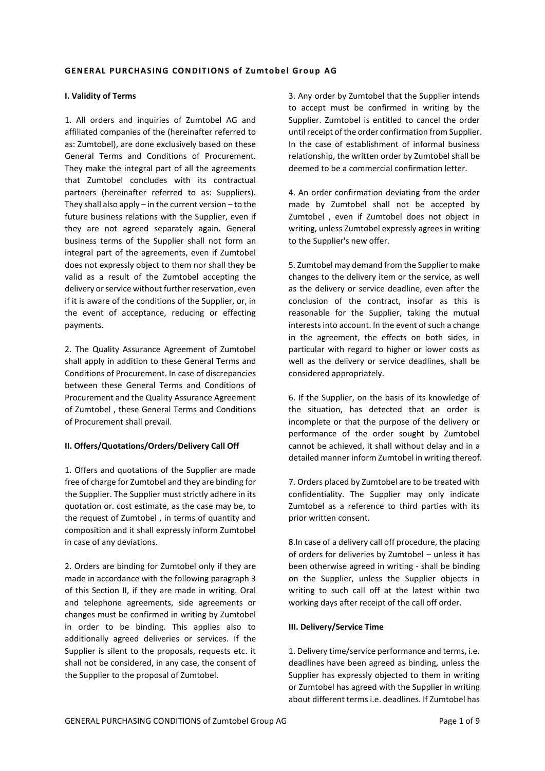# GENERAL PURCHASING CONDITIONS of Zumtobel Group AG

## I. Validity of Terms

1. All orders and inquiries of Zumtobel AG and affiliated companies of the (hereinafter referred to as: Zumtobel), are done exclusively based on these General Terms and Conditions of Procurement. They make the integral part of all the agreements that Zumtobel concludes with its contractual partners (hereinafter referred to as: Suppliers). They shall also apply – in the current version – to the future business relations with the Supplier, even if they are not agreed separately again. General business terms of the Supplier shall not form an integral part of the agreements, even if Zumtobel does not expressly object to them nor shall they be valid as a result of the Zumtobel accepting the delivery or service without further reservation, even if it is aware of the conditions of the Supplier, or, in the event of acceptance, reducing or effecting payments.

2. The Quality Assurance Agreement of Zumtobel shall apply in addition to these General Terms and Conditions of Procurement. In case of discrepancies between these General Terms and Conditions of Procurement and the Quality Assurance Agreement of Zumtobel , these General Terms and Conditions of Procurement shall prevail.

## II. Offers/Quotations/Orders/Delivery Call Off

1. Offers and quotations of the Supplier are made free of charge for Zumtobel and they are binding for the Supplier. The Supplier must strictly adhere in its quotation or. cost estimate, as the case may be, to the request of Zumtobel , in terms of quantity and composition and it shall expressly inform Zumtobel in case of any deviations.

2. Orders are binding for Zumtobel only if they are made in accordance with the following paragraph 3 of this Section II, if they are made in writing. Oral and telephone agreements, side agreements or changes must be confirmed in writing by Zumtobel in order to be binding. This applies also to additionally agreed deliveries or services. If the Supplier is silent to the proposals, requests etc. it shall not be considered, in any case, the consent of the Supplier to the proposal of Zumtobel.

3. Any order by Zumtobel that the Supplier intends to accept must be confirmed in writing by the Supplier. Zumtobel is entitled to cancel the order until receipt of the order confirmation from Supplier. In the case of establishment of informal business relationship, the written order by Zumtobel shall be deemed to be a commercial confirmation letter.

4. An order confirmation deviating from the order made by Zumtobel shall not be accepted by Zumtobel , even if Zumtobel does not object in writing, unless Zumtobel expressly agrees in writing to the Supplier's new offer.

5. Zumtobel may demand from the Supplier to make changes to the delivery item or the service, as well as the delivery or service deadline, even after the conclusion of the contract, insofar as this is reasonable for the Supplier, taking the mutual interests into account. In the event of such a change in the agreement, the effects on both sides, in particular with regard to higher or lower costs as well as the delivery or service deadlines, shall be considered appropriately.

6. If the Supplier, on the basis of its knowledge of the situation, has detected that an order is incomplete or that the purpose of the delivery or performance of the order sought by Zumtobel cannot be achieved, it shall without delay and in a detailed manner inform Zumtobel in writing thereof.

7. Orders placed by Zumtobel are to be treated with confidentiality. The Supplier may only indicate Zumtobel as a reference to third parties with its prior written consent.

8.In case of a delivery call off procedure, the placing of orders for deliveries by Zumtobel – unless it has been otherwise agreed in writing - shall be binding on the Supplier, unless the Supplier objects in writing to such call off at the latest within two working days after receipt of the call off order.

## III. Delivery/Service Time

1. Delivery time/service performance and terms, i.e. deadlines have been agreed as binding, unless the Supplier has expressly objected to them in writing or Zumtobel has agreed with the Supplier in writing about different terms i.e. deadlines. If Zumtobel has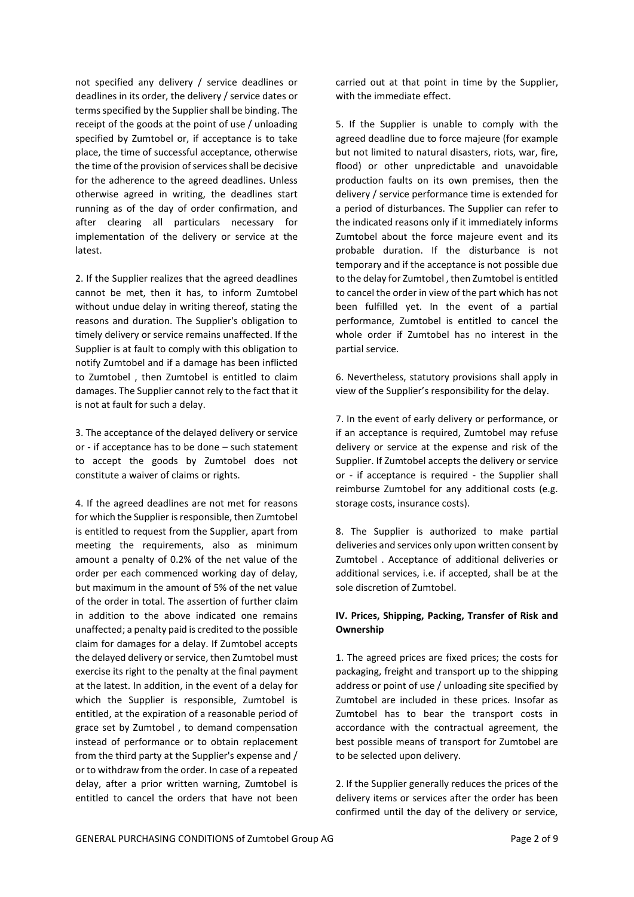not specified any delivery / service deadlines or deadlines in its order, the delivery / service dates or terms specified by the Supplier shall be binding. The receipt of the goods at the point of use / unloading specified by Zumtobel or, if acceptance is to take place, the time of successful acceptance, otherwise the time of the provision of services shall be decisive for the adherence to the agreed deadlines. Unless otherwise agreed in writing, the deadlines start running as of the day of order confirmation, and after clearing all particulars necessary for implementation of the delivery or service at the latest.

2. If the Supplier realizes that the agreed deadlines cannot be met, then it has, to inform Zumtobel without undue delay in writing thereof, stating the reasons and duration. The Supplier's obligation to timely delivery or service remains unaffected. If the Supplier is at fault to comply with this obligation to notify Zumtobel and if a damage has been inflicted to Zumtobel , then Zumtobel is entitled to claim damages. The Supplier cannot rely to the fact that it is not at fault for such a delay.

3. The acceptance of the delayed delivery or service or - if acceptance has to be done – such statement to accept the goods by Zumtobel does not constitute a waiver of claims or rights.

4. If the agreed deadlines are not met for reasons for which the Supplier is responsible, then Zumtobel is entitled to request from the Supplier, apart from meeting the requirements, also as minimum amount a penalty of 0.2% of the net value of the order per each commenced working day of delay, but maximum in the amount of 5% of the net value of the order in total. The assertion of further claim in addition to the above indicated one remains unaffected; a penalty paid is credited to the possible claim for damages for a delay. If Zumtobel accepts the delayed delivery or service, then Zumtobel must exercise its right to the penalty at the final payment at the latest. In addition, in the event of a delay for which the Supplier is responsible, Zumtobel is entitled, at the expiration of a reasonable period of grace set by Zumtobel , to demand compensation instead of performance or to obtain replacement from the third party at the Supplier's expense and / or to withdraw from the order. In case of a repeated delay, after a prior written warning, Zumtobel is entitled to cancel the orders that have not been carried out at that point in time by the Supplier, with the immediate effect.

5. If the Supplier is unable to comply with the agreed deadline due to force majeure (for example but not limited to natural disasters, riots, war, fire, flood) or other unpredictable and unavoidable production faults on its own premises, then the delivery / service performance time is extended for a period of disturbances. The Supplier can refer to the indicated reasons only if it immediately informs Zumtobel about the force majeure event and its probable duration. If the disturbance is not temporary and if the acceptance is not possible due to the delay for Zumtobel , then Zumtobel is entitled to cancel the order in view of the part which has not been fulfilled yet. In the event of a partial performance, Zumtobel is entitled to cancel the whole order if Zumtobel has no interest in the partial service.

6. Nevertheless, statutory provisions shall apply in view of the Supplier's responsibility for the delay.

7. In the event of early delivery or performance, or if an acceptance is required, Zumtobel may refuse delivery or service at the expense and risk of the Supplier. If Zumtobel accepts the delivery or service or - if acceptance is required - the Supplier shall reimburse Zumtobel for any additional costs (e.g. storage costs, insurance costs).

8. The Supplier is authorized to make partial deliveries and services only upon written consent by Zumtobel . Acceptance of additional deliveries or additional services, i.e. if accepted, shall be at the sole discretion of Zumtobel.

**IV. Prices, Shipping, Packing, Transfer of Risk and Ownership**

1. The agreed prices are fixed prices; the costs for packaging, freight and transport up to the shipping address or point of use / unloading site specified by Zumtobel are included in these prices. Insofar as Zumtobel has to bear the transport costs in accordance with the contractual agreement, the best possible means of transport for Zumtobel are to be selected upon delivery.

2. If the Supplier generally reduces the prices of the delivery items or services after the order has been confirmed until the day of the delivery or service,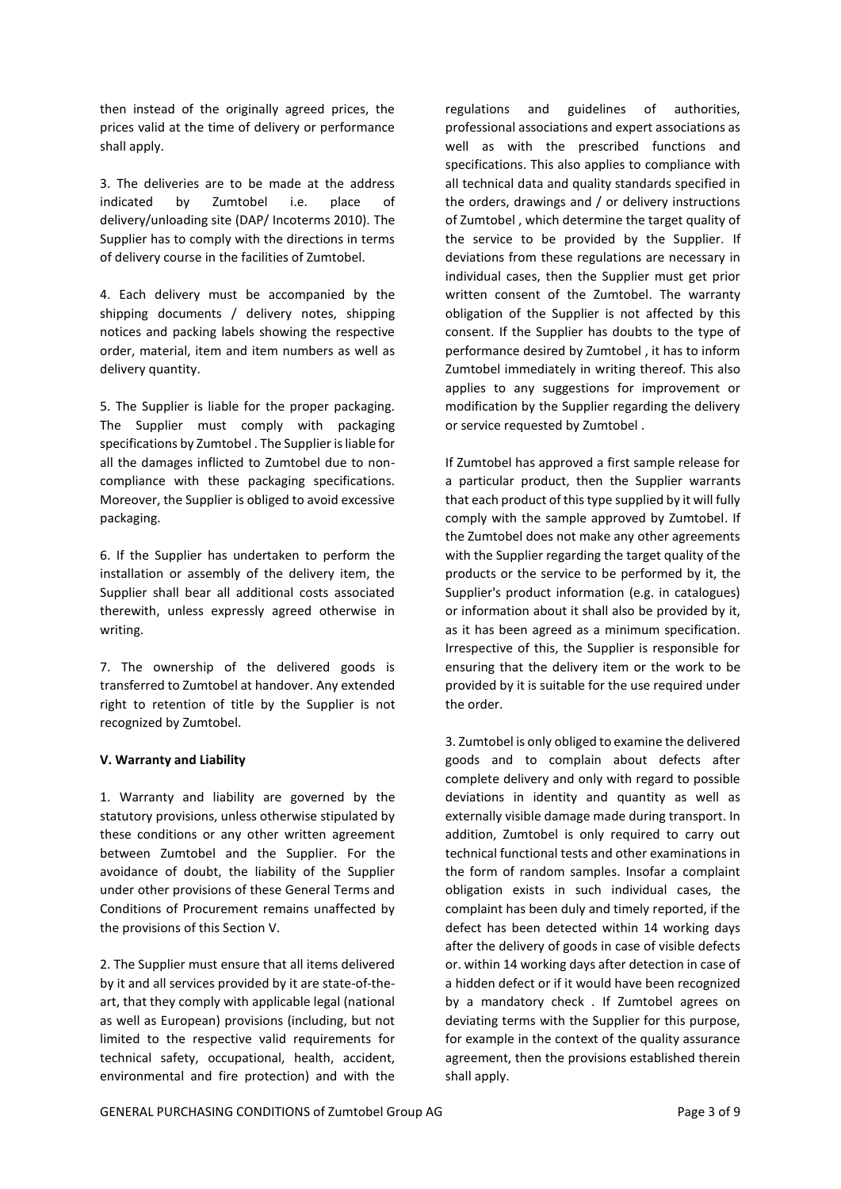then instead of the originally agreed prices, the prices valid at the time of delivery or performance shall apply.

3. The deliveries are to be made at the address indicated by Zumtobel i.e. place of delivery/unloading site (DAP/ Incoterms 2010). The Supplier has to comply with the directions in terms of delivery course in the facilities of Zumtobel.

4. Each delivery must be accompanied by the shipping documents / delivery notes, shipping notices and packing labels showing the respective order, material, item and item numbers as well as delivery quantity.

5. The Supplier is liable for the proper packaging. The Supplier must comply with packaging specifications by Zumtobel . The Supplier is liable for all the damages inflicted to Zumtobel due to non-compliance with these packaging specifications. Moreover, the Supplier is obliged to avoid excessive packaging.

6. If the Supplier has undertaken to perform the installation or assembly of the delivery item, the Supplier shall bear all additional costs associated therewith, unless expressly agreed otherwise in writing.

7. The ownership of the delivered goods is transferred to Zumtobel at handover. Any extended right to retention of title by the Supplier is not recognized by Zumtobel.

**V. Warranty and Liability**

1. Warranty and liability are governed by the statutory provisions, unless otherwise stipulated by these conditions or any other written agreement between Zumtobel and the Supplier. For the avoidance of doubt, the liability of the Supplier under other provisions of these General Terms and Conditions of Procurement remains unaffected by the provisions of this Section V.

2. The Supplier must ensure that all items delivered by it and all services provided by it are state-of-the-art, that they comply with applicable legal (national as well as European) provisions (including, but not limited to the respective valid requirements for technical safety, occupational, health, accident, environmental and fire protection) and with the regulations and guidelines of authorities, professional associations and expert associations as well as with the prescribed functions and specifications. This also applies to compliance with all technical data and quality standards specified in the orders, drawings and / or delivery instructions of Zumtobel , which determine the target quality of the service to be provided by the Supplier. If deviations from these regulations are necessary in individual cases, then the Supplier must get prior written consent of the Zumtobel. The warranty obligation of the Supplier is not affected by this consent. If the Supplier has doubts to the type of performance desired by Zumtobel , it has to inform Zumtobel immediately in writing thereof. This also applies to any suggestions for improvement or modification by the Supplier regarding the delivery or service requested by Zumtobel .

If Zumtobel has approved a first sample release for a particular product, then the Supplier warrants that each product of this type supplied by it will fully comply with the sample approved by Zumtobel. If the Zumtobel does not make any other agreements with the Supplier regarding the target quality of the products or the service to be performed by it, the Supplier's product information (e.g. in catalogues) or information about it shall also be provided by it, as it has been agreed as a minimum specification. Irrespective of this, the Supplier is responsible for ensuring that the delivery item or the work to be provided by it is suitable for the use required under the order.

3. Zumtobel is only obliged to examine the delivered goods and to complain about defects after complete delivery and only with regard to possible deviations in identity and quantity as well as externally visible damage made during transport. In addition, Zumtobel is only required to carry out technical functional tests and other examinations in the form of random samples. Insofar a complaint obligation exists in such individual cases, the complaint has been duly and timely reported, if the defect has been detected within 14 working days after the delivery of goods in case of visible defects or. within 14 working days after detection in case of a hidden defect or if it would have been recognized by a mandatory check . If Zumtobel agrees on deviating terms with the Supplier for this purpose, for example in the context of the quality assurance agreement, then the provisions established therein shall apply.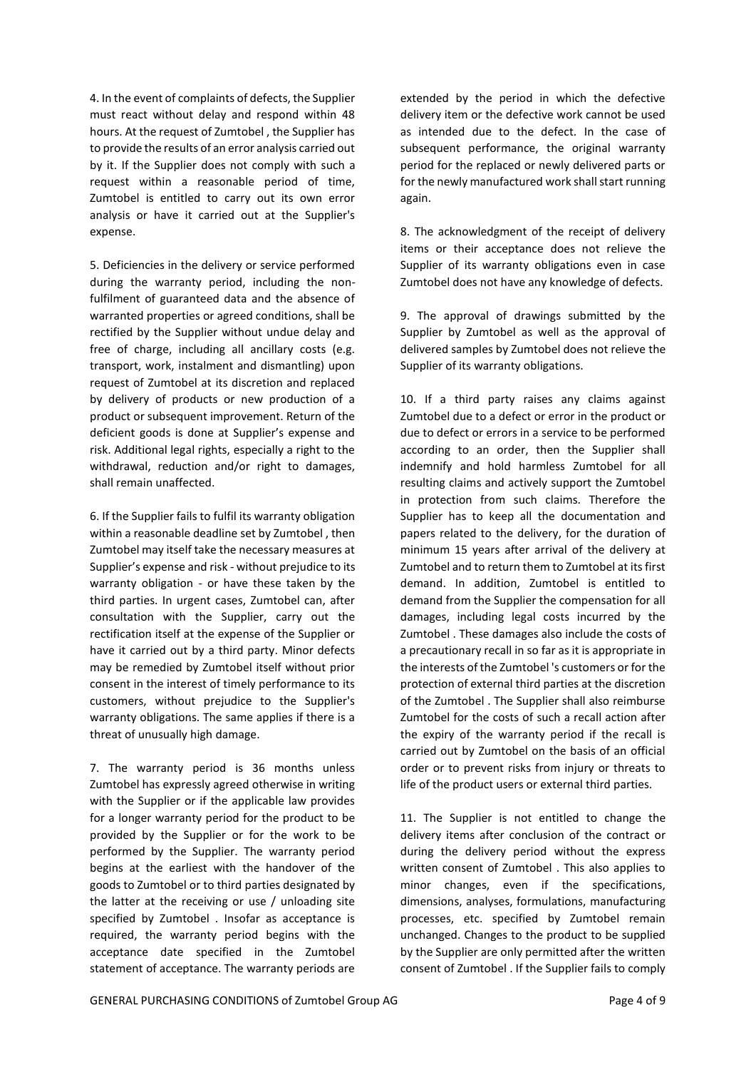4. In the event of complaints of defects, the Supplier must react without delay and respond within 48 hours. At the request of Zumtobel , the Supplier has to provide the results of an error analysis carried out by it. If the Supplier does not comply with such a request within a reasonable period of time, Zumtobel is entitled to carry out its own error analysis or have it carried out at the Supplier's expense.

5. Deficiencies in the delivery or service performed during the warranty period, including the non-fulfilment of guaranteed data and the absence of warranted properties or agreed conditions, shall be rectified by the Supplier without undue delay and free of charge, including all ancillary costs (e.g. transport, work, instalment and dismantling) upon request of Zumtobel at its discretion and replaced by delivery of products or new production of a product or subsequent improvement. Return of the deficient goods is done at Supplier's expense and risk. Additional legal rights, especially a right to the withdrawal, reduction and/or right to damages, shall remain unaffected.

6. If the Supplier fails to fulfil its warranty obligation within a reasonable deadline set by Zumtobel , then Zumtobel may itself take the necessary measures at Supplier's expense and risk - without prejudice to its warranty obligation - or have these taken by the third parties. In urgent cases, Zumtobel can, after consultation with the Supplier, carry out the rectification itself at the expense of the Supplier or have it carried out by a third party. Minor defects may be remedied by Zumtobel itself without prior consent in the interest of timely performance to its customers, without prejudice to the Supplier's warranty obligations. The same applies if there is a threat of unusually high damage.

7. The warranty period is 36 months unless Zumtobel has expressly agreed otherwise in writing with the Supplier or if the applicable law provides for a longer warranty period for the product to be provided by the Supplier or for the work to be performed by the Supplier. The warranty period begins at the earliest with the handover of the goods to Zumtobel or to third parties designated by the latter at the receiving or use / unloading site specified by Zumtobel . Insofar as acceptance is required, the warranty period begins with the acceptance date specified in the Zumtobel statement of acceptance. The warranty periods are extended by the period in which the defective delivery item or the defective work cannot be used as intended due to the defect. In the case of subsequent performance, the original warranty period for the replaced or newly delivered parts or for the newly manufactured work shall start running again.

8. The acknowledgment of the receipt of delivery items or their acceptance does not relieve the Supplier of its warranty obligations even in case Zumtobel does not have any knowledge of defects.

9. The approval of drawings submitted by the Supplier by Zumtobel as well as the approval of delivered samples by Zumtobel does not relieve the Supplier of its warranty obligations.

10. If a third party raises any claims against Zumtobel due to a defect or error in the product or due to defect or errors in a service to be performed according to an order, then the Supplier shall indemnify and hold harmless Zumtobel for all resulting claims and actively support the Zumtobel in protection from such claims. Therefore the Supplier has to keep all the documentation and papers related to the delivery, for the duration of minimum 15 years after arrival of the delivery at Zumtobel and to return them to Zumtobel at its first demand. In addition, Zumtobel is entitled to demand from the Supplier the compensation for all damages, including legal costs incurred by the Zumtobel . These damages also include the costs of a precautionary recall in so far as it is appropriate in the interests of the Zumtobel 's customers or for the protection of external third parties at the discretion of the Zumtobel . The Supplier shall also reimburse Zumtobel for the costs of such a recall action after the expiry of the warranty period if the recall is carried out by Zumtobel on the basis of an official order or to prevent risks from injury or threats to life of the product users or external third parties.

11. The Supplier is not entitled to change the delivery items after conclusion of the contract or during the delivery period without the express written consent of Zumtobel . This also applies to minor changes, even if the specifications, dimensions, analyses, formulations, manufacturing processes, etc. specified by Zumtobel remain unchanged. Changes to the product to be supplied by the Supplier are only permitted after the written consent of Zumtobel . If the Supplier fails to comply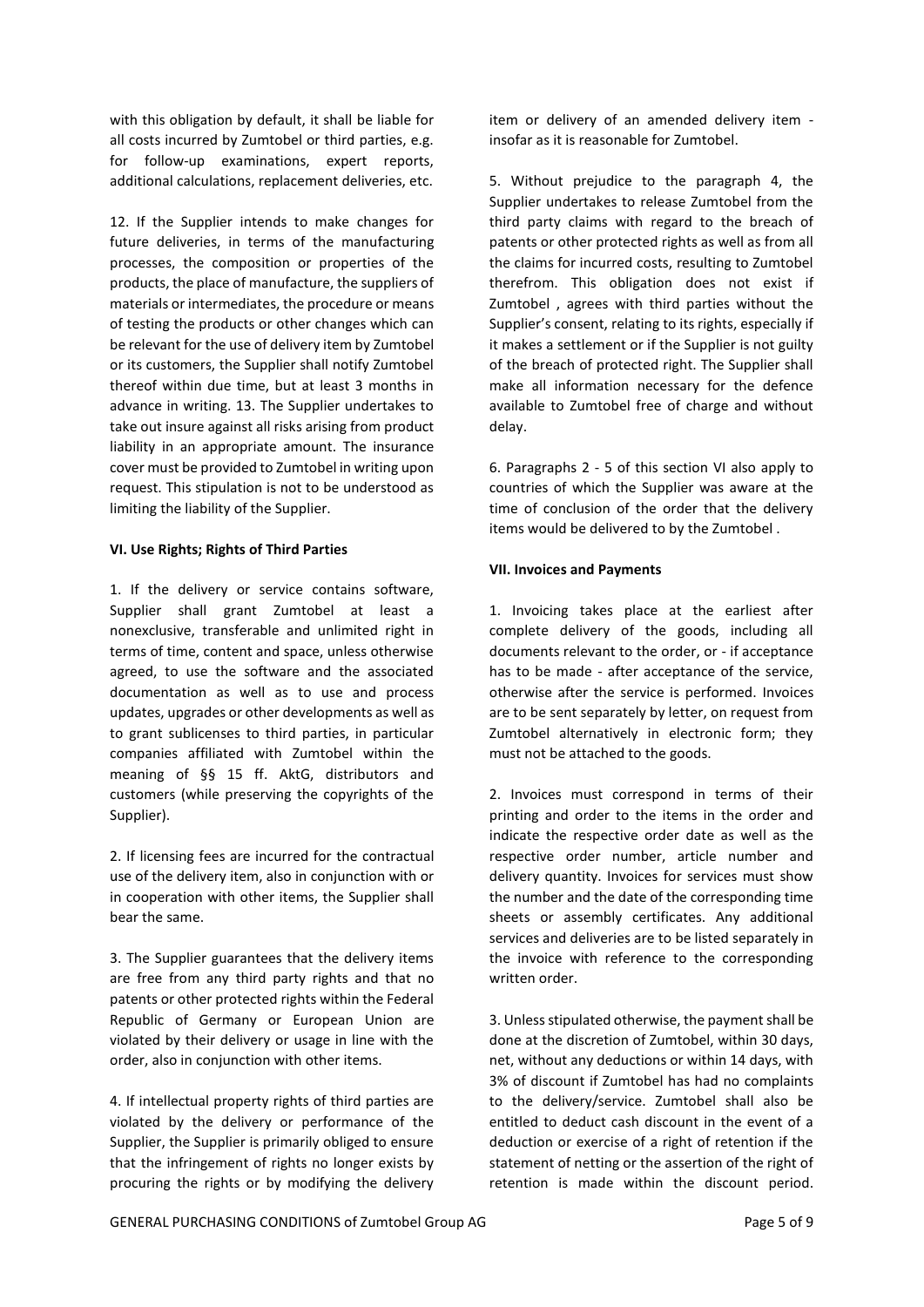with this obligation by default, it shall be liable for all costs incurred by Zumtobel or third parties, e.g. for follow-up examinations, expert reports, additional calculations, replacement deliveries, etc.

12. If the Supplier intends to make changes for future deliveries, in terms of the manufacturing processes, the composition or properties of the products, the place of manufacture, the suppliers of materials or intermediates, the procedure or means of testing the products or other changes which can be relevant for the use of delivery item by Zumtobel or its customers, the Supplier shall notify Zumtobel thereof within due time, but at least 3 months in advance in writing. 13. The Supplier undertakes to take out insure against all risks arising from product liability in an appropriate amount. The insurance cover must be provided to Zumtobel in writing upon request. This stipulation is not to be understood as limiting the liability of the Supplier.

### VI. Use Rights; Rights of Third Parties

1. If the delivery or service contains software, Supplier shall grant Zumtobel at least a nonexclusive, transferable and unlimited right in terms of time, content and space, unless otherwise agreed, to use the software and the associated documentation as well as to use and process updates, upgrades or other developments as well as to grant sublicenses to third parties, in particular companies affiliated with Zumtobel within the meaning of §§ 15 ff. AktG, distributors and customers (while preserving the copyrights of the Supplier).

2. If licensing fees are incurred for the contractual use of the delivery item, also in conjunction with or in cooperation with other items, the Supplier shall bear the same.

3. The Supplier guarantees that the delivery items are free from any third party rights and that no patents or other protected rights within the Federal Republic of Germany or European Union are violated by their delivery or usage in line with the order, also in conjunction with other items.

4. If intellectual property rights of third parties are violated by the delivery or performance of the Supplier, the Supplier is primarily obliged to ensure that the infringement of rights no longer exists by procuring the rights or by modifying the delivery item or delivery of an amended delivery item - insofar as it is reasonable for Zumtobel.

5. Without prejudice to the paragraph 4, the Supplier undertakes to release Zumtobel from the third party claims with regard to the breach of patents or other protected rights as well as from all the claims for incurred costs, resulting to Zumtobel therefrom. This obligation does not exist if Zumtobel , agrees with third parties without the Supplier's consent, relating to its rights, especially if it makes a settlement or if the Supplier is not guilty of the breach of protected right. The Supplier shall make all information necessary for the defence available to Zumtobel free of charge and without delay.

6. Paragraphs 2 - 5 of this section VI also apply to countries of which the Supplier was aware at the time of conclusion of the order that the delivery items would be delivered to by the Zumtobel .

### VII. Invoices and Payments

1. Invoicing takes place at the earliest after complete delivery of the goods, including all documents relevant to the order, or - if acceptance has to be made - after acceptance of the service, otherwise after the service is performed. Invoices are to be sent separately by letter, on request from Zumtobel alternatively in electronic form; they must not be attached to the goods.

2. Invoices must correspond in terms of their printing and order to the items in the order and indicate the respective order date as well as the respective order number, article number and delivery quantity. Invoices for services must show the number and the date of the corresponding time sheets or assembly certificates. Any additional services and deliveries are to be listed separately in the invoice with reference to the corresponding written order.

3. Unless stipulated otherwise, the payment shall be done at the discretion of Zumtobel, within 30 days, net, without any deductions or within 14 days, with 3% of discount if Zumtobel has had no complaints to the delivery/service. Zumtobel shall also be entitled to deduct cash discount in the event of a deduction or exercise of a right of retention if the statement of netting or the assertion of the right of retention is made within the discount period.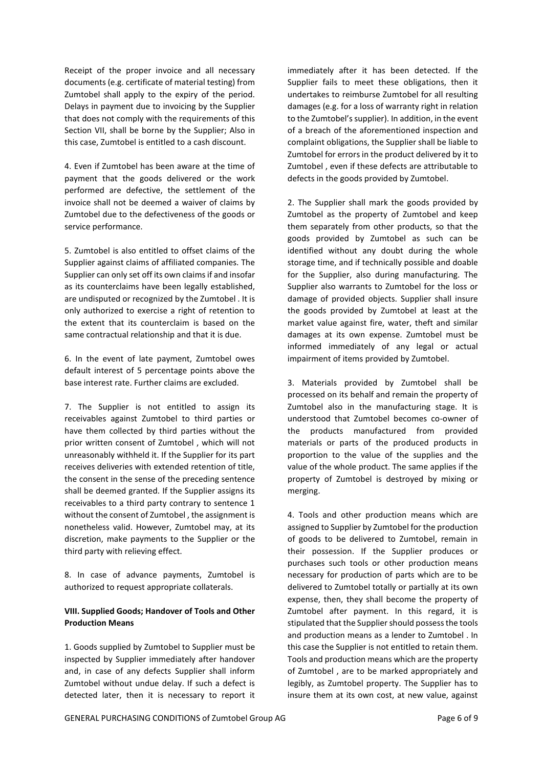Receipt of the proper invoice and all necessary documents (e.g. certificate of material testing) from Zumtobel shall apply to the expiry of the period. Delays in payment due to invoicing by the Supplier that does not comply with the requirements of this Section VII, shall be borne by the Supplier; Also in this case, Zumtobel is entitled to a cash discount.

4. Even if Zumtobel has been aware at the time of payment that the goods delivered or the work performed are defective, the settlement of the invoice shall not be deemed a waiver of claims by Zumtobel due to the defectiveness of the goods or service performance.

5. Zumtobel is also entitled to offset claims of the Supplier against claims of affiliated companies. The Supplier can only set off its own claims if and insofar as its counterclaims have been legally established, are undisputed or recognized by the Zumtobel . It is only authorized to exercise a right of retention to the extent that its counterclaim is based on the same contractual relationship and that it is due.

6. In the event of late payment, Zumtobel owes default interest of 5 percentage points above the base interest rate. Further claims are excluded.

7. The Supplier is not entitled to assign its receivables against Zumtobel to third parties or have them collected by third parties without the prior written consent of Zumtobel , which will not unreasonably withheld it. If the Supplier for its part receives deliveries with extended retention of title, the consent in the sense of the preceding sentence shall be deemed granted. If the Supplier assigns its receivables to a third party contrary to sentence 1 without the consent of Zumtobel , the assignment is nonetheless valid. However, Zumtobel may, at its discretion, make payments to the Supplier or the third party with relieving effect.

8. In case of advance payments, Zumtobel is authorized to request appropriate collaterals.

**VIII. Supplied Goods; Handover of Tools and Other Production Means**

1. Goods supplied by Zumtobel to Supplier must be inspected by Supplier immediately after handover and, in case of any defects Supplier shall inform Zumtobel without undue delay. If such a defect is detected later, then it is necessary to report it immediately after it has been detected. If the Supplier fails to meet these obligations, then it undertakes to reimburse Zumtobel for all resulting damages (e.g. for a loss of warranty right in relation to the Zumtobel's supplier). In addition, in the event of a breach of the aforementioned inspection and complaint obligations, the Supplier shall be liable to Zumtobel for errors in the product delivered by it to Zumtobel , even if these defects are attributable to defects in the goods provided by Zumtobel.

2. The Supplier shall mark the goods provided by Zumtobel as the property of Zumtobel and keep them separately from other products, so that the goods provided by Zumtobel as such can be identified without any doubt during the whole storage time, and if technically possible and doable for the Supplier, also during manufacturing. The Supplier also warrants to Zumtobel for the loss or damage of provided objects. Supplier shall insure the goods provided by Zumtobel at least at the market value against fire, water, theft and similar damages at its own expense. Zumtobel must be informed immediately of any legal or actual impairment of items provided by Zumtobel.

3. Materials provided by Zumtobel shall be processed on its behalf and remain the property of Zumtobel also in the manufacturing stage. It is understood that Zumtobel becomes co-owner of the products manufactured from provided materials or parts of the produced products in proportion to the value of the supplies and the value of the whole product. The same applies if the property of Zumtobel is destroyed by mixing or merging.

4. Tools and other production means which are assigned to Supplier by Zumtobel for the production of goods to be delivered to Zumtobel, remain in their possession. If the Supplier produces or purchases such tools or other production means necessary for production of parts which are to be delivered to Zumtobel totally or partially at its own expense, then, they shall become the property of Zumtobel after payment. In this regard, it is stipulated that the Supplier should possess the tools and production means as a lender to Zumtobel . In this case the Supplier is not entitled to retain them. Tools and production means which are the property of Zumtobel , are to be marked appropriately and legibly, as Zumtobel property. The Supplier has to insure them at its own cost, at new value, against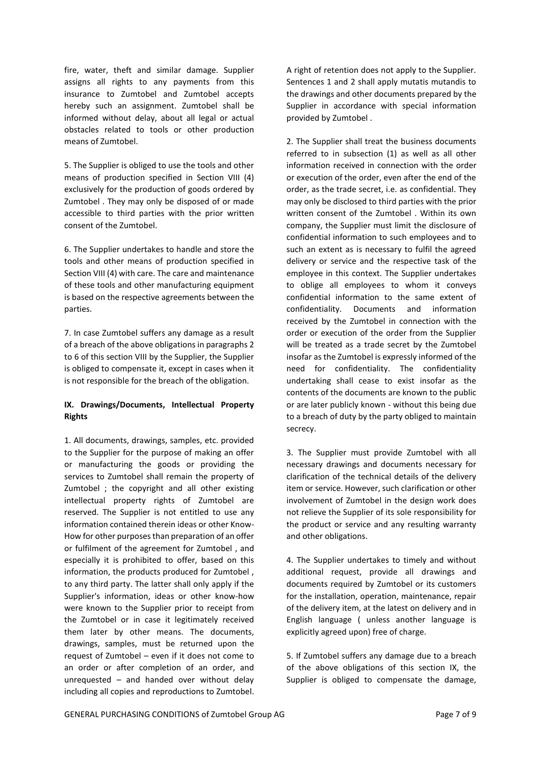fire, water, theft and similar damage. Supplier assigns all rights to any payments from this insurance to Zumtobel and Zumtobel accepts hereby such an assignment. Zumtobel shall be informed without delay, about all legal or actual obstacles related to tools or other production means of Zumtobel.

5. The Supplier is obliged to use the tools and other means of production specified in Section VIII (4) exclusively for the production of goods ordered by Zumtobel . They may only be disposed of or made accessible to third parties with the prior written consent of the Zumtobel.

6. The Supplier undertakes to handle and store the tools and other means of production specified in Section VIII (4) with care. The care and maintenance of these tools and other manufacturing equipment is based on the respective agreements between the parties.

7. In case Zumtobel suffers any damage as a result of a breach of the above obligations in paragraphs 2 to 6 of this section VIII by the Supplier, the Supplier is obliged to compensate it, except in cases when it is not responsible for the breach of the obligation.

**IX. Drawings/Documents, Intellectual Property Rights**

1. All documents, drawings, samples, etc. provided to the Supplier for the purpose of making an offer or manufacturing the goods or providing the services to Zumtobel shall remain the property of Zumtobel ; the copyright and all other existing intellectual property rights of Zumtobel are reserved. The Supplier is not entitled to use any information contained therein ideas or other Know-How for other purposes than preparation of an offer or fulfilment of the agreement for Zumtobel , and especially it is prohibited to offer, based on this information, the products produced for Zumtobel , to any third party. The latter shall only apply if the Supplier's information, ideas or other know-how were known to the Supplier prior to receipt from the Zumtobel or in case it legitimately received them later by other means. The documents, drawings, samples, must be returned upon the request of Zumtobel – even if it does not come to an order or after completion of an order, and unrequested – and handed over without delay including all copies and reproductions to Zumtobel. A right of retention does not apply to the Supplier. Sentences 1 and 2 shall apply mutatis mutandis to the drawings and other documents prepared by the Supplier in accordance with special information provided by Zumtobel .

2. The Supplier shall treat the business documents referred to in subsection (1) as well as all other information received in connection with the order or execution of the order, even after the end of the order, as the trade secret, i.e. as confidential. They may only be disclosed to third parties with the prior written consent of the Zumtobel . Within its own company, the Supplier must limit the disclosure of confidential information to such employees and to such an extent as is necessary to fulfil the agreed delivery or service and the respective task of the employee in this context. The Supplier undertakes to oblige all employees to whom it conveys confidential information to the same extent of confidentiality. Documents and information received by the Zumtobel in connection with the order or execution of the order from the Supplier will be treated as a trade secret by the Zumtobel insofar as the Zumtobel is expressly informed of the need for confidentiality. The confidentiality undertaking shall cease to exist insofar as the contents of the documents are known to the public or are later publicly known - without this being due to a breach of duty by the party obliged to maintain secrecy.

3. The Supplier must provide Zumtobel with all necessary drawings and documents necessary for clarification of the technical details of the delivery item or service. However, such clarification or other involvement of Zumtobel in the design work does not relieve the Supplier of its sole responsibility for the product or service and any resulting warranty and other obligations.

4. The Supplier undertakes to timely and without additional request, provide all drawings and documents required by Zumtobel or its customers for the installation, operation, maintenance, repair of the delivery item, at the latest on delivery and in English language ( unless another language is explicitly agreed upon) free of charge.

5. If Zumtobel suffers any damage due to a breach of the above obligations of this section IX, the Supplier is obliged to compensate the damage,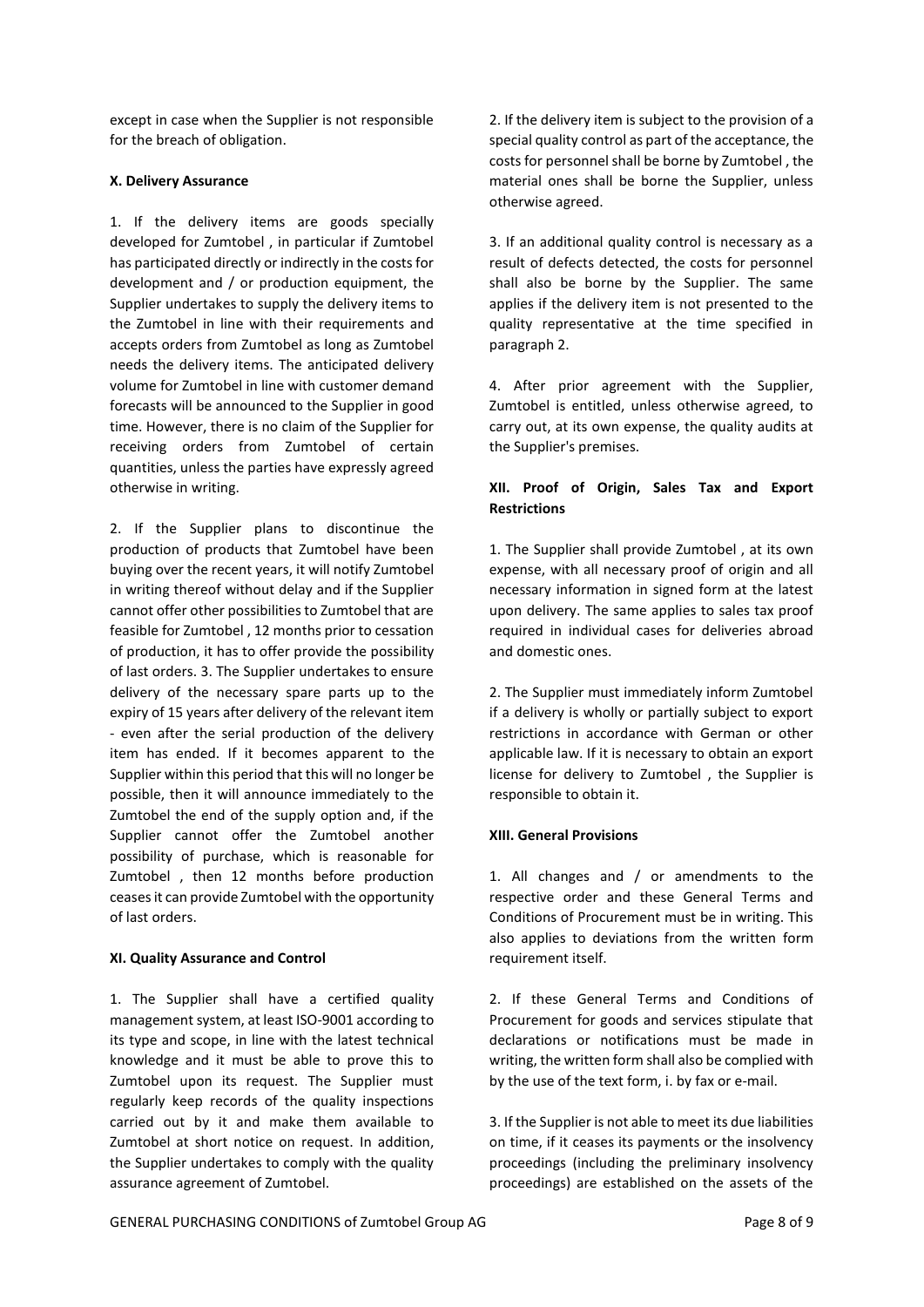except in case when the Supplier is not responsible for the breach of obligation.

**X. Delivery Assurance**

1. If the delivery items are goods specially developed for Zumtobel , in particular if Zumtobel has participated directly or indirectly in the costs for development and / or production equipment, the Supplier undertakes to supply the delivery items to the Zumtobel in line with their requirements and accepts orders from Zumtobel as long as Zumtobel needs the delivery items. The anticipated delivery volume for Zumtobel in line with customer demand forecasts will be announced to the Supplier in good time. However, there is no claim of the Supplier for receiving orders from Zumtobel of certain quantities, unless the parties have expressly agreed otherwise in writing.

2. If the Supplier plans to discontinue the production of products that Zumtobel have been buying over the recent years, it will notify Zumtobel in writing thereof without delay and if the Supplier cannot offer other possibilities to Zumtobel that are feasible for Zumtobel , 12 months prior to cessation of production, it has to offer provide the possibility of last orders. 3. The Supplier undertakes to ensure delivery of the necessary spare parts up to the expiry of 15 years after delivery of the relevant item - even after the serial production of the delivery item has ended. If it becomes apparent to the Supplier within this period that this will no longer be possible, then it will announce immediately to the Zumtobel the end of the supply option and, if the Supplier cannot offer the Zumtobel another possibility of purchase, which is reasonable for Zumtobel , then 12 months before production ceases it can provide Zumtobel with the opportunity of last orders.

**XI. Quality Assurance and Control**

1. The Supplier shall have a certified quality management system, at least ISO-9001 according to its type and scope, in line with the latest technical knowledge and it must be able to prove this to Zumtobel upon its request. The Supplier must regularly keep records of the quality inspections carried out by it and make them available to Zumtobel at short notice on request. In addition, the Supplier undertakes to comply with the quality assurance agreement of Zumtobel.

2. If the delivery item is subject to the provision of a special quality control as part of the acceptance, the costs for personnel shall be borne by Zumtobel , the material ones shall be borne the Supplier, unless otherwise agreed.

3. If an additional quality control is necessary as a result of defects detected, the costs for personnel shall also be borne by the Supplier. The same applies if the delivery item is not presented to the quality representative at the time specified in paragraph 2.

4. After prior agreement with the Supplier, Zumtobel is entitled, unless otherwise agreed, to carry out, at its own expense, the quality audits at the Supplier's premises.

**XII. Proof of Origin, Sales Tax and Export Restrictions**

1. The Supplier shall provide Zumtobel , at its own expense, with all necessary proof of origin and all necessary information in signed form at the latest upon delivery. The same applies to sales tax proof required in individual cases for deliveries abroad and domestic ones.

2. The Supplier must immediately inform Zumtobel if a delivery is wholly or partially subject to export restrictions in accordance with German or other applicable law. If it is necessary to obtain an export license for delivery to Zumtobel , the Supplier is responsible to obtain it.

**XIII. General Provisions**

1. All changes and / or amendments to the respective order and these General Terms and Conditions of Procurement must be in writing. This also applies to deviations from the written form requirement itself.

2. If these General Terms and Conditions of Procurement for goods and services stipulate that declarations or notifications must be made in writing, the written form shall also be complied with by the use of the text form, i. by fax or e-mail.

3. If the Supplier is not able to meet its due liabilities on time, if it ceases its payments or the insolvency proceedings (including the preliminary insolvency proceedings) are established on the assets of the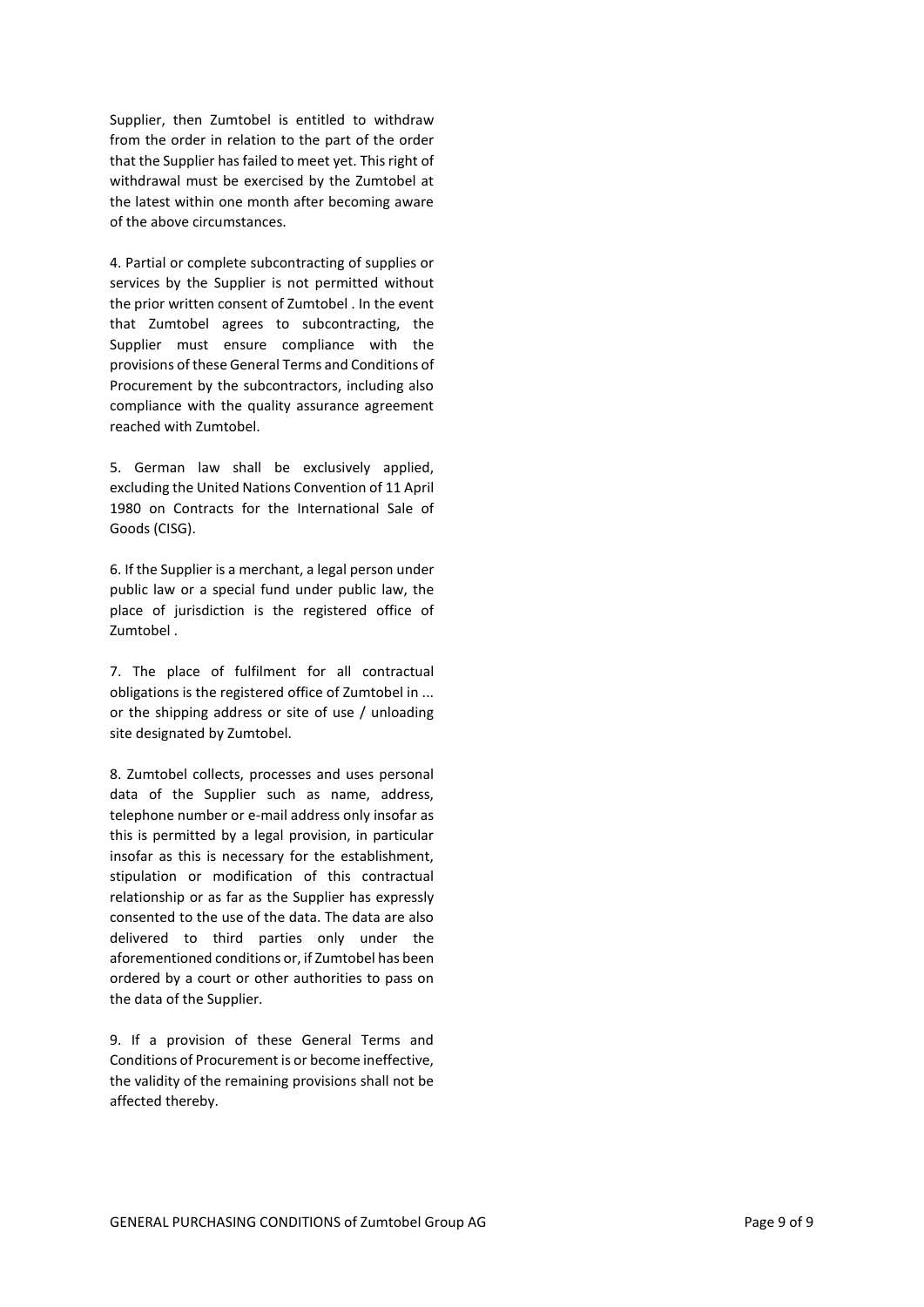Supplier, then Zumtobel is entitled to withdraw from the order in relation to the part of the order that the Supplier has failed to meet yet. This right of withdrawal must be exercised by the Zumtobel at the latest within one month after becoming aware of the above circumstances.

4. Partial or complete subcontracting of supplies or services by the Supplier is not permitted without the prior written consent of Zumtobel . In the event that Zumtobel agrees to subcontracting, the Supplier must ensure compliance with the provisions of these General Terms and Conditions of Procurement by the subcontractors, including also compliance with the quality assurance agreement reached with Zumtobel.

5. German law shall be exclusively applied, excluding the United Nations Convention of 11 April 1980 on Contracts for the International Sale of Goods (CISG).

6. If the Supplier is a merchant, a legal person under public law or a special fund under public law, the place of jurisdiction is the registered office of Zumtobel .

7. The place of fulfilment for all contractual obligations is the registered office of Zumtobel in ... or the shipping address or site of use / unloading site designated by Zumtobel.

8. Zumtobel collects, processes and uses personal data of the Supplier such as name, address, telephone number or e-mail address only insofar as this is permitted by a legal provision, in particular insofar as this is necessary for the establishment, stipulation or modification of this contractual relationship or as far as the Supplier has expressly consented to the use of the data. The data are also delivered to third parties only under the aforementioned conditions or, if Zumtobel has been ordered by a court or other authorities to pass on the data of the Supplier.

9. If a provision of these General Terms and Conditions of Procurement is or become ineffective, the validity of the remaining provisions shall not be affected thereby.